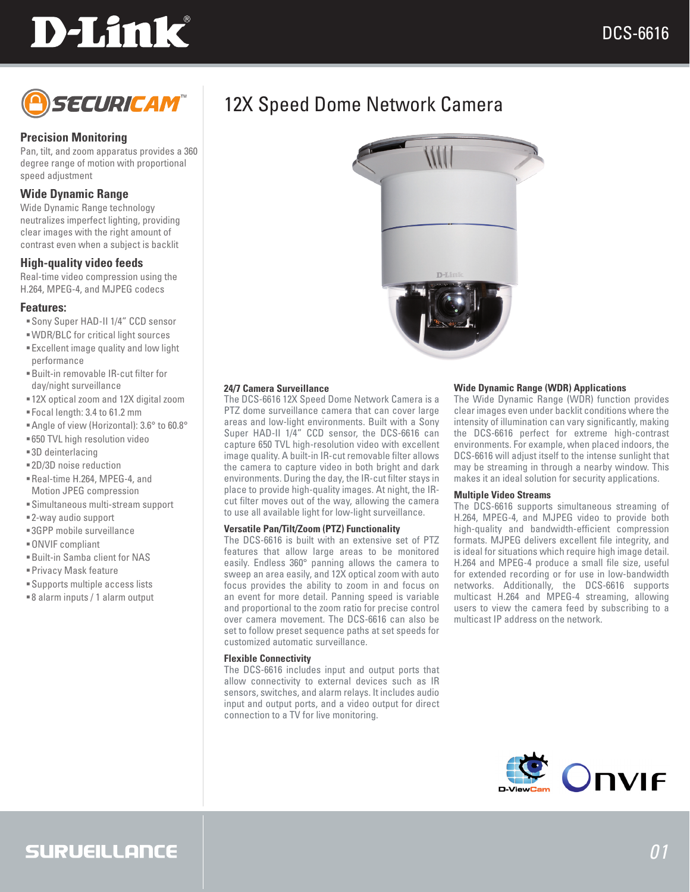# 12X Speed Dome Network Camera

DCS-6616

### Precision Monitoring

Pan, tilt, and zoom apparatus provides a 360 degree range of motion with proportional speed adjustment

### Wide Dynamic Range

Wide Dynamic Range technology neutralizes imperfect lighting, providing clear images with the right amount of contrast even when a subject is backlit

### High-quality video feeds

Real-time video compression using the H.264, MPEG-4, and MJPEG codecs

### Features:

- Sony Super HAD-II 1/4" CCD sensor
- WDR/BLC for critical light sources
- Excellent image quality and low light performance
- Built-in removable IR-cut filter for day/night surveillance
- 12X optical zoom and 12X digital zoom
- Focal length: 3.4 to 61.2 mm
- Angle of view (Horizontal): 3.6° to 60.8°
- 650 TVL high resolution video
- 3D deinterlacing
- 2D/3D noise reduction
- Real-time H.264, MPEG-4, and Motion JPEG compression
- Simultaneous multi-stream support
- 2-way audio support
- 3GPP mobile surveillance
- ONVIF compliant
- Built-in Samba client for NAS
- Privacy Mask feature
- Supports multiple access lists
- 8 alarm inputs / 1 alarm output

### 24/7 Camera Surveillance

The DCS-6616 12X Speed Dome Network Camera is a PTZ dome surveillance camera that can cover large areas and low-light environments. Built with a Sony Super HAD-II 1/4" CCD sensor, the DCS-6616 can capture 650 TVL high-resolution video with excellent image quality. A built-in IR-cut removable filter allows the camera to capture video in both bright and dark environments. During the day, the IR-cut filter stays in place to provide high-quality images. At night, the IR-cut filter moves out of the way, allowing the camera to use all available light for low-light surveillance.

### Versatile Pan/Tilt/Zoom (PTZ) Functionality

The DCS-6616 is built with an extensive set of PTZ features that allow large areas to be monitored easily. Endless 360° panning allows the camera to sweep an area easily, and 12X optical zoom with auto focus provides the ability to zoom in and focus on an event for more detail. Panning speed is variable and proportional to the zoom ratio for precise control over camera movement. The DCS-6616 can also be set to follow preset sequence paths at set speeds for customized automatic surveillance.

### Flexible Connectivity

The DCS-6616 includes input and output ports that allow connectivity to external devices such as IR sensors, switches, and alarm relays. It includes audio input and output ports, and a video output for direct connection to a TV for live monitoring.

### Wide Dynamic Range (WDR) Applications

The Wide Dynamic Range (WDR) function provides clear images even under backlit conditions where the intensity of illumination can vary significantly, making the DCS-6616 perfect for extreme high-contrast environments. For example, when placed indoors, the DCS-6616 will adjust itself to the intense sunlight that may be streaming in through a nearby window. This makes it an ideal solution for security applications.

### Multiple Video Streams

The DCS-6616 supports simultaneous streaming of H.264, MPEG-4, and MJPEG video to provide both high-quality and bandwidth-efficient compression formats. MJPEG delivers excellent file integrity, and is ideal for situations which require high image detail. H.264 and MPEG-4 produce a small file size, useful for extended recording or for use in low-bandwidth networks. Additionally, the DCS-6616 supports multicast H.264 and MPEG-4 streaming, allowing users to view the camera feed by subscribing to a multicast IP address on the network.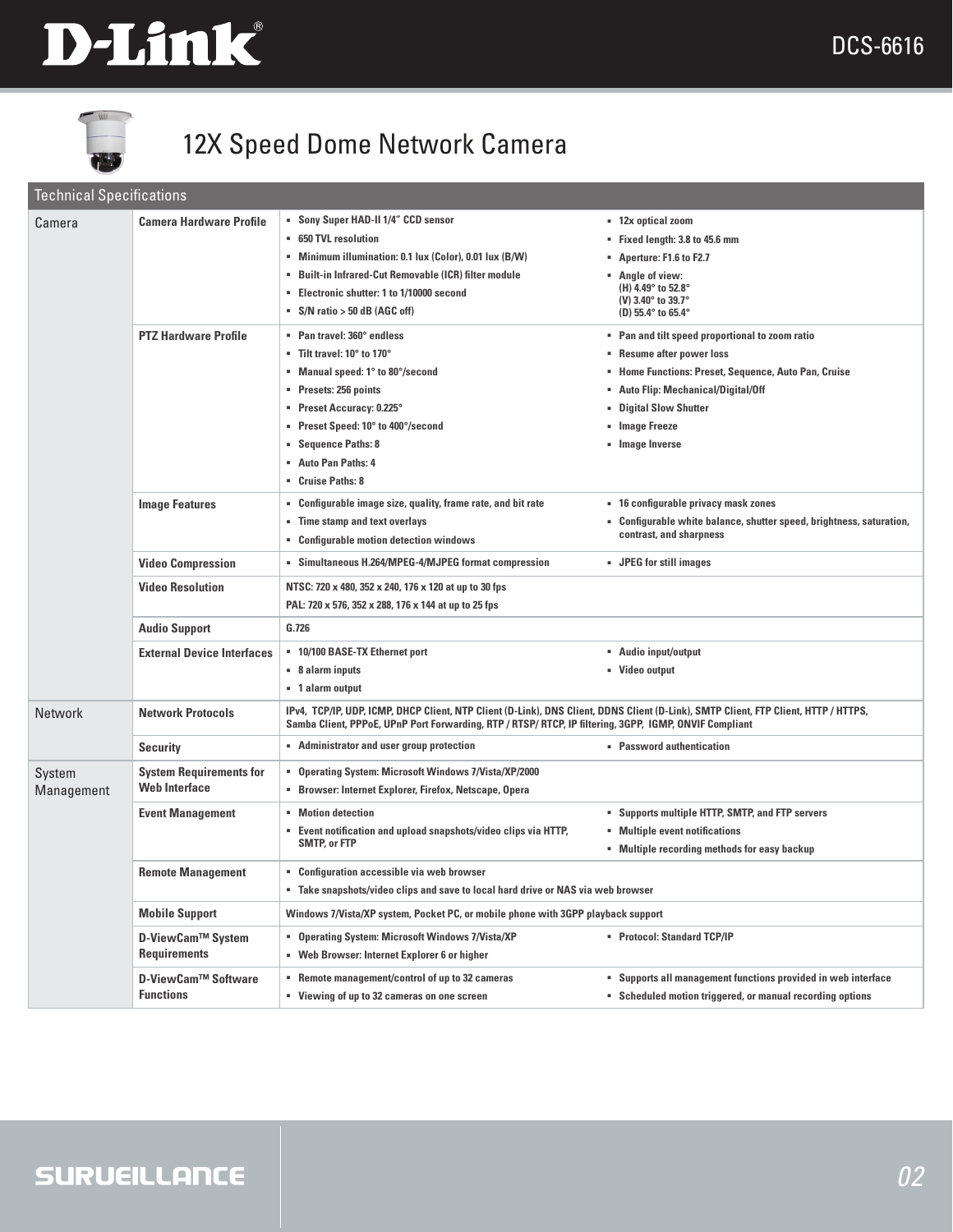# 12X Speed Dome Network Camera

## Technical Specifications

| Category | Item | Specifications | |
|---|---|---|---|
| Camera | Camera Hardware Profile | ▪ Sony Super HAD-II 1/4" CCD sensor<br>▪ 650 TVL resolution<br>▪ Minimum illumination: 0.1 lux (Color), 0.01 lux (B/W)<br>▪ Built-in Infrared-Cut Removable (ICR) filter module<br>▪ Electronic shutter: 1 to 1/10000 second<br>▪ S/N ratio > 50 dB (AGC off) | ▪ 12x optical zoom<br>▪ Fixed length: 3.8 to 45.6 mm<br>▪ Aperture: F1.6 to F2.7<br>▪ Angle of view: (H) 4.49° to 52.8° (V) 3.40° to 39.7° (D) 55.4° to 65.4° |
| | PTZ Hardware Profile | ▪ Pan travel: 360° endless<br>▪ Tilt travel: 10° to 170°<br>▪ Manual speed: 1° to 80°/second<br>▪ Presets: 256 points<br>▪ Preset Accuracy: 0.225°<br>▪ Preset Speed: 10° to 400°/second<br>▪ Sequence Paths: 8<br>▪ Auto Pan Paths: 4<br>▪ Cruise Paths: 8 | ▪ Pan and tilt speed proportional to zoom ratio<br>▪ Resume after power loss<br>▪ Home Functions: Preset, Sequence, Auto Pan, Cruise<br>▪ Auto Flip: Mechanical/Digital/Off<br>▪ Digital Slow Shutter<br>▪ Image Freeze<br>▪ Image Inverse |
| | Image Features | ▪ Configurable image size, quality, frame rate, and bit rate<br>▪ Time stamp and text overlays<br>▪ Configurable motion detection windows | ▪ 16 configurable privacy mask zones<br>▪ Configurable white balance, shutter speed, brightness, saturation, contrast, and sharpness |
| | Video Compression | ▪ Simultaneous H.264/MPEG-4/MJPEG format compression | ▪ JPEG for still images |
| | Video Resolution | NTSC: 720 x 480, 352 x 240, 176 x 120 at up to 30 fps<br>PAL: 720 x 576, 352 x 288, 176 x 144 at up to 25 fps | |
| | Audio Support | G.726 | |
| | External Device Interfaces | ▪ 10/100 BASE-TX Ethernet port<br>▪ 8 alarm inputs<br>▪ 1 alarm output | ▪ Audio input/output<br>▪ Video output |
| Network | Network Protocols | IPv4, TCP/IP, UDP, ICMP, DHCP Client, NTP Client (D-Link), DNS Client, DDNS Client (D-Link), SMTP Client, FTP Client, HTTP / HTTPS, Samba Client, PPPoE, UPnP Port Forwarding, RTP / RTSP/ RTCP, IP filtering, 3GPP, IGMP, ONVIF Compliant | |
| | Security | ▪ Administrator and user group protection | ▪ Password authentication |
| System Management | System Requirements for Web Interface | ▪ Operating System: Microsoft Windows 7/Vista/XP/2000<br>▪ Browser: Internet Explorer, Firefox, Netscape, Opera | |
| | Event Management | ▪ Motion detection<br>▪ Event notification and upload snapshots/video clips via HTTP, SMTP, or FTP | ▪ Supports multiple HTTP, SMTP, and FTP servers<br>▪ Multiple event notifications<br>▪ Multiple recording methods for easy backup |
| | Remote Management | ▪ Configuration accessible via web browser<br>▪ Take snapshots/video clips and save to local hard drive or NAS via web browser | |
| | Mobile Support | Windows 7/Vista/XP system, Pocket PC, or mobile phone with 3GPP playback support | |
| | D-ViewCam™ System Requirements | ▪ Operating System: Microsoft Windows 7/Vista/XP<br>▪ Web Browser: Internet Explorer 6 or higher | ▪ Protocol: Standard TCP/IP |
| | D-ViewCam™ Software Functions | ▪ Remote management/control of up to 32 cameras<br>▪ Viewing of up to 32 cameras on one screen | ▪ Supports all management functions provided in web interface<br>▪ Scheduled motion triggered, or manual recording options |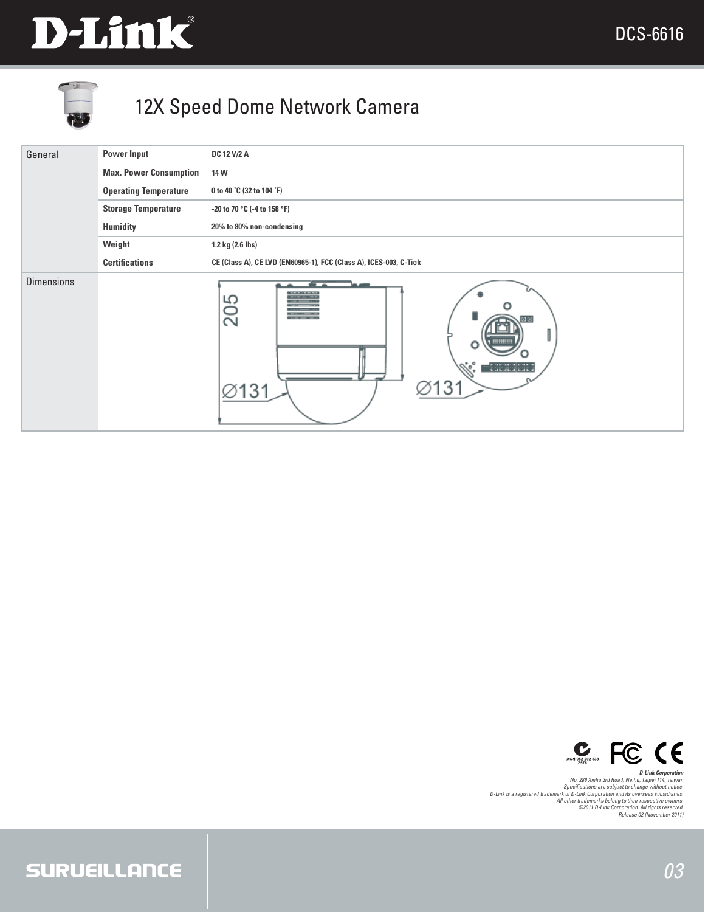# 12X Speed Dome Network Camera

| | | |
|---|---|---|
| General | **Power Input** | **DC 12 V/2 A** |
| | **Max. Power Consumption** | **14 W** |
| | **Operating Temperature** | **0 to 40 ˚C (32 to 104 ˚F)** |
| | **Storage Temperature** | **-20 to 70 °C (-4 to 158 °F)** |
| | **Humidity** | **20% to 80% non-condensing** |
| | **Weight** | **1.2 kg (2.6 lbs)** |
| | **Certifications** | **CE (Class A), CE LVD (EN60965-1), FCC (Class A), ICES-003, C-Tick** |
| Dimensions | | |

205

∅131

∅131

ACN 052 202 838
Z576

***D-Link Corporation***
*No. 289 Xinhu 3rd Road, Neihu, Taipei 114, Taiwan*
*Specifications are subject to change without notice.*
*D-Link is a registered trademark of D-Link Corporation and its overseas subsidiaries.*
*All other trademarks belong to their respective owners.*
*©2011 D-Link Corporation. All rights reserved.*
*Release 02 (November 2011)*